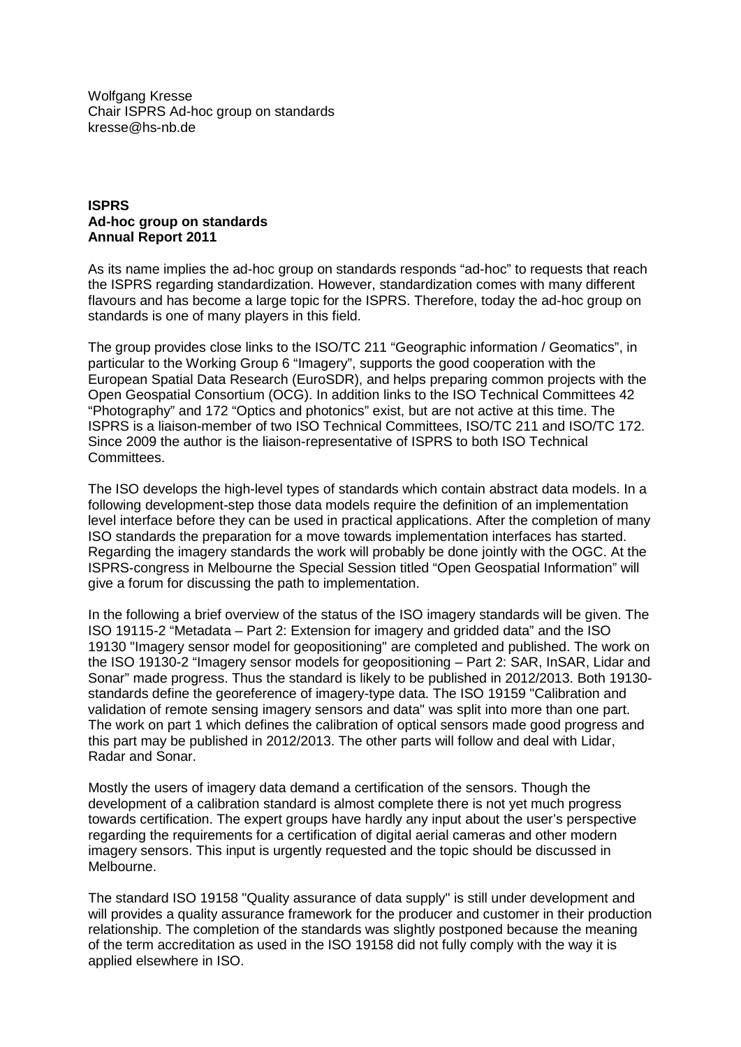Wolfgang Kresse
Chair ISPRS Ad-hoc group on standards
kresse@hs-nb.de

**ISPRS**
**Ad-hoc group on standards**
**Annual Report 2011**

As its name implies the ad-hoc group on standards responds "ad-hoc" to requests that reach the ISPRS regarding standardization. However, standardization comes with many different flavours and has become a large topic for the ISPRS. Therefore, today the ad-hoc group on standards is one of many players in this field.

The group provides close links to the ISO/TC 211 "Geographic information / Geomatics", in particular to the Working Group 6 "Imagery", supports the good cooperation with the European Spatial Data Research (EuroSDR), and helps preparing common projects with the Open Geospatial Consortium (OCG). In addition links to the ISO Technical Committees 42 "Photography" and 172 "Optics and photonics" exist, but are not active at this time. The ISPRS is a liaison-member of two ISO Technical Committees, ISO/TC 211 and ISO/TC 172. Since 2009 the author is the liaison-representative of ISPRS to both ISO Technical Committees.

The ISO develops the high-level types of standards which contain abstract data models. In a following development-step those data models require the definition of an implementation level interface before they can be used in practical applications. After the completion of many ISO standards the preparation for a move towards implementation interfaces has started. Regarding the imagery standards the work will probably be done jointly with the OGC. At the ISPRS-congress in Melbourne the Special Session titled "Open Geospatial Information" will give a forum for discussing the path to implementation.

In the following a brief overview of the status of the ISO imagery standards will be given. The ISO 19115-2 "Metadata – Part 2: Extension for imagery and gridded data" and the ISO 19130 "Imagery sensor model for geopositioning" are completed and published. The work on the ISO 19130-2 "Imagery sensor models for geopositioning – Part 2: SAR, InSAR, Lidar and Sonar" made progress. Thus the standard is likely to be published in 2012/2013. Both 19130-standards define the georeference of imagery-type data. The ISO 19159 "Calibration and validation of remote sensing imagery sensors and data" was split into more than one part. The work on part 1 which defines the calibration of optical sensors made good progress and this part may be published in 2012/2013. The other parts will follow and deal with Lidar, Radar and Sonar.

Mostly the users of imagery data demand a certification of the sensors. Though the development of a calibration standard is almost complete there is not yet much progress towards certification. The expert groups have hardly any input about the user's perspective regarding the requirements for a certification of digital aerial cameras and other modern imagery sensors. This input is urgently requested and the topic should be discussed in Melbourne.

The standard ISO 19158 "Quality assurance of data supply" is still under development and will provides a quality assurance framework for the producer and customer in their production relationship. The completion of the standards was slightly postponed because the meaning of the term accreditation as used in the ISO 19158 did not fully comply with the way it is applied elsewhere in ISO.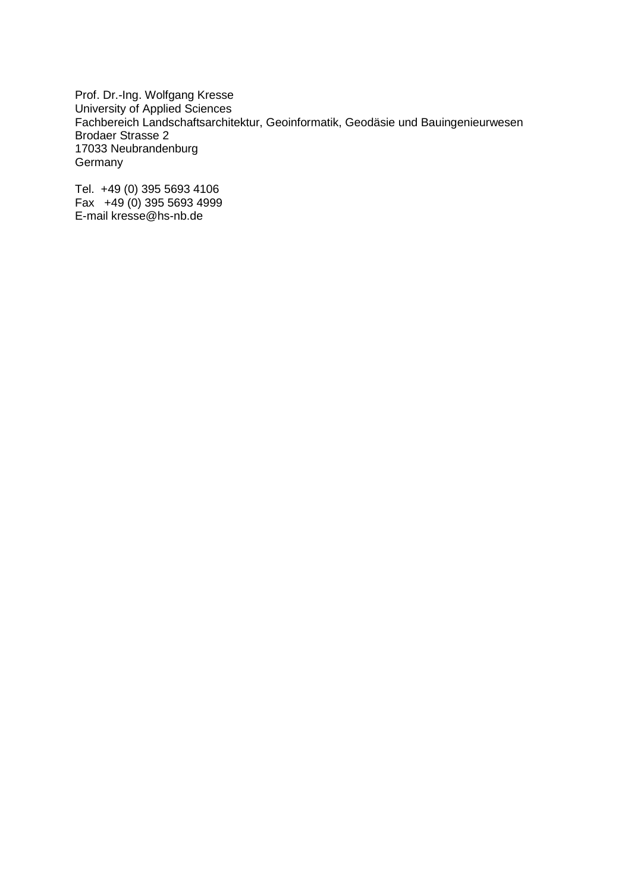Prof. Dr.-Ing. Wolfgang Kresse
University of Applied Sciences
Fachbereich Landschaftsarchitektur, Geoinformatik, Geodäsie und Bauingenieurwesen
Brodaer Strasse 2
17033 Neubrandenburg
Germany

Tel. +49 (0) 395 5693 4106
Fax +49 (0) 395 5693 4999
E-mail kresse@hs-nb.de